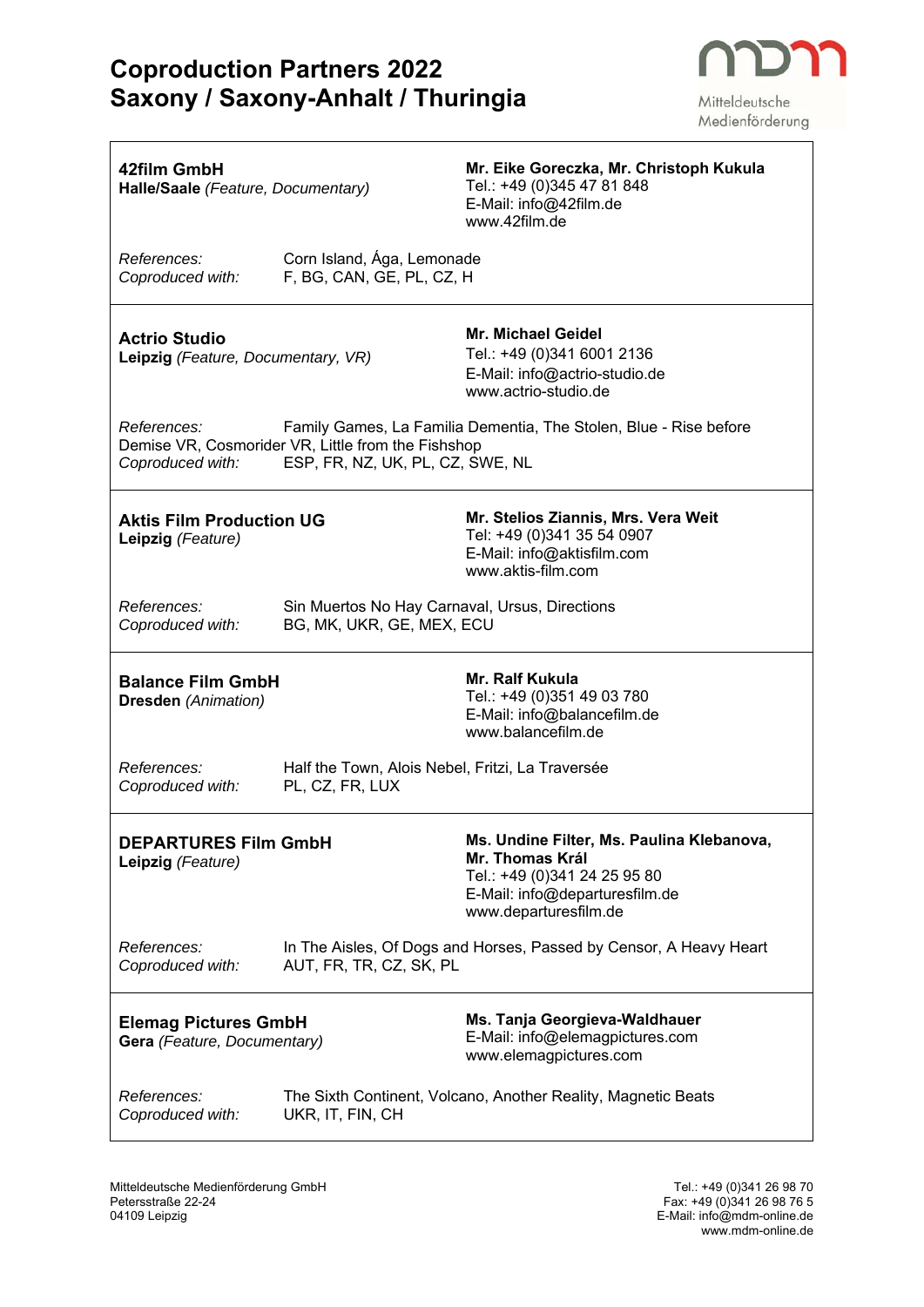# Coproduction Partners 2022
# Saxony / Saxony-Anhalt / Thuringia

Mitteldeutsche Medienförderung

---

**42film GmbH**
**Halle/Saale** *(Feature, Documentary)*

**Mr. Eike Goreczka, Mr. Christoph Kukula**
Tel.: +49 (0)345 47 81 848
E-Mail: info@42film.de
www.42film.de

*References:* Corn Island, Ága, Lemonade
*Coproduced with:* F, BG, CAN, GE, PL, CZ, H

---

**Actrio Studio**
**Leipzig** *(Feature, Documentary, VR)*

**Mr. Michael Geidel**
Tel.: +49 (0)341 6001 2136
E-Mail: info@actrio-studio.de
www.actrio-studio.de

*References:* Family Games, La Familia Dementia, The Stolen, Blue - Rise before Demise VR, Cosmorider VR, Little from the Fishshop
*Coproduced with:* ESP, FR, NZ, UK, PL, CZ, SWE, NL

---

**Aktis Film Production UG**
**Leipzig** *(Feature)*

**Mr. Stelios Ziannis, Mrs. Vera Weit**
Tel: +49 (0)341 35 54 0907
E-Mail: info@aktisfilm.com
www.aktis-film.com

*References:* Sin Muertos No Hay Carnaval, Ursus, Directions
*Coproduced with:* BG, MK, UKR, GE, MEX, ECU

---

**Balance Film GmbH**
**Dresden** *(Animation)*

**Mr. Ralf Kukula**
Tel.: +49 (0)351 49 03 780
E-Mail: info@balancefilm.de
www.balancefilm.de

*References:* Half the Town, Alois Nebel, Fritzi, La Traversée
*Coproduced with:* PL, CZ, FR, LUX

---

**DEPARTURES Film GmbH**
**Leipzig** *(Feature)*

**Ms. Undine Filter, Ms. Paulina Klebanova, Mr. Thomas Král**
Tel.: +49 (0)341 24 25 95 80
E-Mail: info@departuresfilm.de
www.departuresfilm.de

*References:* In The Aisles, Of Dogs and Horses, Passed by Censor, A Heavy Heart
*Coproduced with:* AUT, FR, TR, CZ, SK, PL

---

**Elemag Pictures GmbH**
**Gera** *(Feature, Documentary)*

**Ms. Tanja Georgieva-Waldhauer**
E-Mail: info@elemagpictures.com
www.elemagpictures.com

*References:* The Sixth Continent, Volcano, Another Reality, Magnetic Beats
*Coproduced with:* UKR, IT, FIN, CH

---

Mitteldeutsche Medienförderung GmbH
Petersstraße 22-24
04109 Leipzig

Tel.: +49 (0)341 26 98 70
Fax: +49 (0)341 26 98 76 5
E-Mail: info@mdm-online.de
www.mdm-online.de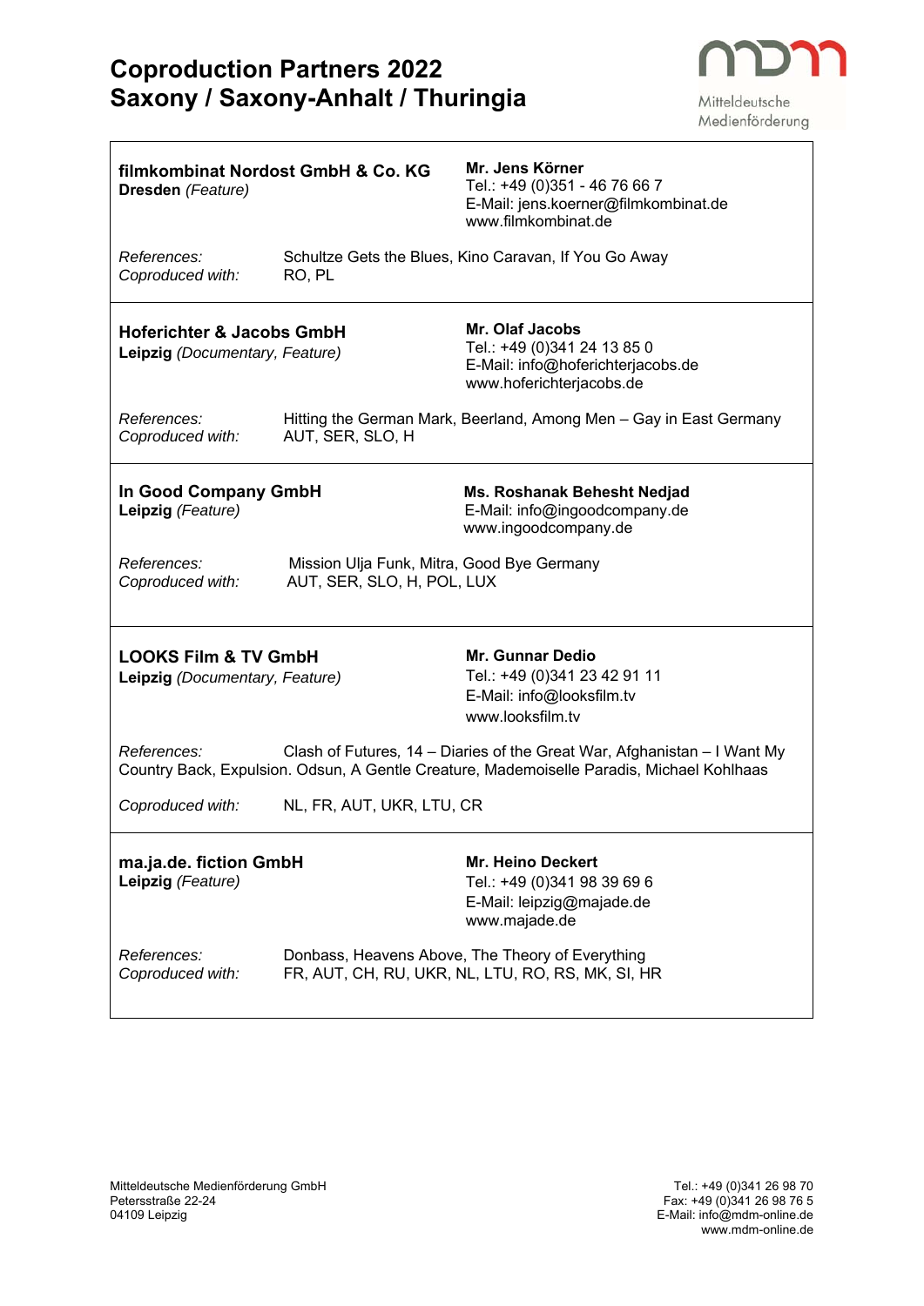# Coproduction Partners 2022
# Saxony / Saxony-Anhalt / Thuringia

Mitteldeutsche Medienförderung

---

**filmkombinat Nordost GmbH & Co. KG**
**Dresden** *(Feature)*

**Mr. Jens Körner**
Tel.: +49 (0)351 - 46 76 66 7
E-Mail: jens.koerner@filmkombinat.de
www.filmkombinat.de

*References:* Schultze Gets the Blues, Kino Caravan, If You Go Away
*Coproduced with:* RO, PL

---

**Hoferichter & Jacobs GmbH**
**Leipzig** *(Documentary, Feature)*

**Mr. Olaf Jacobs**
Tel.: +49 (0)341 24 13 85 0
E-Mail: info@hoferichterjacobs.de
www.hoferichterjacobs.de

*References:* Hitting the German Mark, Beerland, Among Men – Gay in East Germany
*Coproduced with:* AUT, SER, SLO, H

---

**In Good Company GmbH**
**Leipzig** *(Feature)*

**Ms. Roshanak Behesht Nedjad**
E-Mail: info@ingoodcompany.de
www.ingoodcompany.de

*References:* Mission Ulja Funk, Mitra, Good Bye Germany
*Coproduced with:* AUT, SER, SLO, H, POL, LUX

---

**LOOKS Film & TV GmbH**
**Leipzig** *(Documentary, Feature)*

**Mr. Gunnar Dedio**
Tel.: +49 (0)341 23 42 91 11
E-Mail: info@looksfilm.tv
www.looksfilm.tv

*References:* Clash of Futures, 14 – Diaries of the Great War, Afghanistan – I Want My Country Back, Expulsion. Odsun, A Gentle Creature, Mademoiselle Paradis, Michael Kohlhaas

*Coproduced with:* NL, FR, AUT, UKR, LTU, CR

---

**ma.ja.de. fiction GmbH**
**Leipzig** *(Feature)*

**Mr. Heino Deckert**
Tel.: +49 (0)341 98 39 69 6
E-Mail: leipzig@majade.de
www.majade.de

*References:* Donbass, Heavens Above, The Theory of Everything
*Coproduced with:* FR, AUT, CH, RU, UKR, NL, LTU, RO, RS, MK, SI, HR

---

Mitteldeutsche Medienförderung GmbH
Petersstraße 22-24
04109 Leipzig

Tel.: +49 (0)341 26 98 70
Fax: +49 (0)341 26 98 76 5
E-Mail: info@mdm-online.de
www.mdm-online.de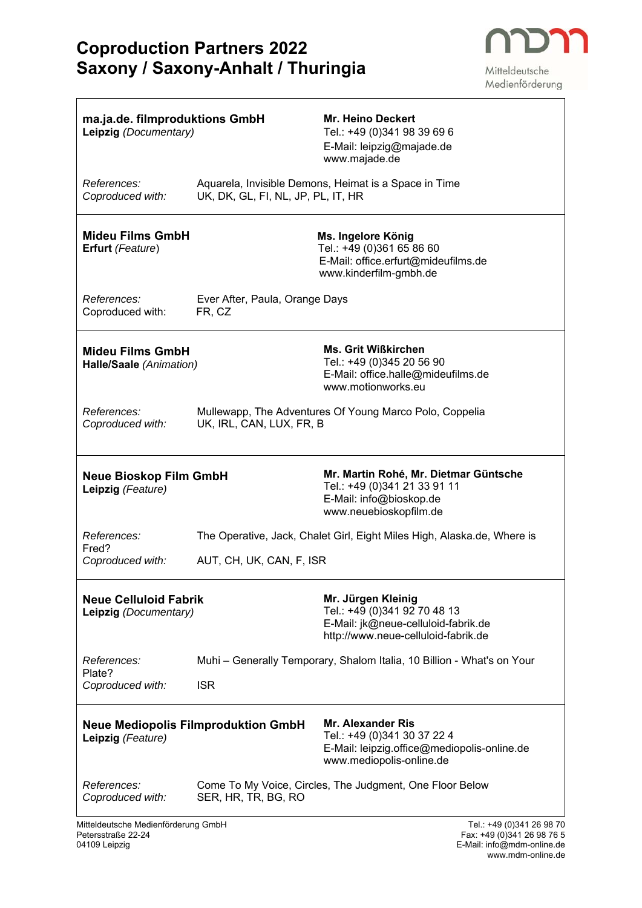# Coproduction Partners 2022
# Saxony / Saxony-Anhalt / Thuringia

Mitteldeutsche Medienförderung

---

**ma.ja.de. filmproduktions GmbH**
**Leipzig** *(Documentary)*

**Mr. Heino Deckert**
Tel.: +49 (0)341 98 39 69 6
E-Mail: leipzig@majade.de
www.majade.de

*References:* Aquarela, Invisible Demons, Heimat is a Space in Time
*Coproduced with:* UK, DK, GL, FI, NL, JP, PL, IT, HR

---

**Mideu Films GmbH**
**Erfurt** *(Feature)*

**Ms. Ingelore König**
Tel.: +49 (0)361 65 86 60
E-Mail: office.erfurt@mideufilms.de
www.kinderfilm-gmbh.de

*References:* Ever After, Paula, Orange Days
Coproduced with: FR, CZ

---

**Mideu Films GmbH**
**Halle/Saale** *(Animation)*

**Ms. Grit Wißkirchen**
Tel.: +49 (0)345 20 56 90
E-Mail: office.halle@mideufilms.de
www.motionworks.eu

*References:* Mullewapp, The Adventures Of Young Marco Polo, Coppelia
*Coproduced with:* UK, IRL, CAN, LUX, FR, B

---

**Neue Bioskop Film GmbH**
**Leipzig** *(Feature)*

**Mr. Martin Rohé, Mr. Dietmar Güntsche**
Tel.: +49 (0)341 21 33 91 11
E-Mail: info@bioskop.de
www.neuebioskopfilm.de

*References:* The Operative, Jack, Chalet Girl, Eight Miles High, Alaska.de, Where is Fred?
*Coproduced with:* AUT, CH, UK, CAN, F, ISR

---

**Neue Celluloid Fabrik**
**Leipzig** *(Documentary)*

**Mr. Jürgen Kleinig**
Tel.: +49 (0)341 92 70 48 13
E-Mail: jk@neue-celluloid-fabrik.de
http://www.neue-celluloid-fabrik.de

*References:* Muhi – Generally Temporary, Shalom Italia, 10 Billion - What's on Your Plate?
*Coproduced with:* ISR

---

**Neue Mediopolis Filmproduktion GmbH**
**Leipzig** *(Feature)*

**Mr. Alexander Ris**
Tel.: +49 (0)341 30 37 22 4
E-Mail: leipzig.office@mediopolis-online.de
www.mediopolis-online.de

*References:* Come To My Voice, Circles, The Judgment, One Floor Below
*Coproduced with:* SER, HR, TR, BG, RO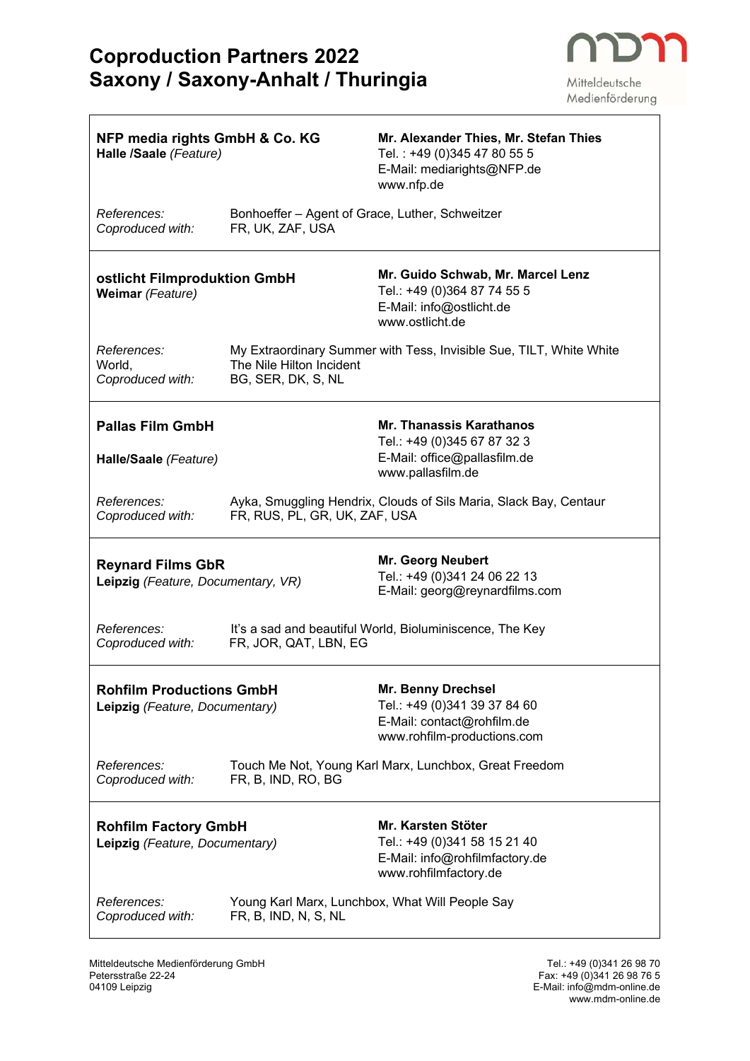# Coproduction Partners 2022
# Saxony / Saxony-Anhalt / Thuringia

Mitteldeutsche Medienförderung

---

**NFP media rights GmbH & Co. KG**
**Halle /Saale** *(Feature)*

**Mr. Alexander Thies, Mr. Stefan Thies**
Tel. : +49 (0)345 47 80 55 5
E-Mail: mediarights@NFP.de
www.nfp.de

*References:* Bonhoeffer – Agent of Grace, Luther, Schweitzer
*Coproduced with:* FR, UK, ZAF, USA

---

**ostlicht Filmproduktion GmbH**
**Weimar** *(Feature)*

**Mr. Guido Schwab, Mr. Marcel Lenz**
Tel.: +49 (0)364 87 74 55 5
E-Mail: info@ostlicht.de
www.ostlicht.de

*References:* My Extraordinary Summer with Tess, Invisible Sue, TILT, White White World, The Nile Hilton Incident
*Coproduced with:* BG, SER, DK, S, NL

---

**Pallas Film GmbH**
**Halle/Saale** *(Feature)*

**Mr. Thanassis Karathanos**
Tel.: +49 (0)345 67 87 32 3
E-Mail: office@pallasfilm.de
www.pallasfilm.de

*References:* Ayka, Smuggling Hendrix, Clouds of Sils Maria, Slack Bay, Centaur
*Coproduced with:* FR, RUS, PL, GR, UK, ZAF, USA

---

**Reynard Films GbR**
**Leipzig** *(Feature, Documentary, VR)*

**Mr. Georg Neubert**
Tel.: +49 (0)341 24 06 22 13
E-Mail: georg@reynardfilms.com

*References:* It's a sad and beautiful World, Bioluminiscence, The Key
*Coproduced with:* FR, JOR, QAT, LBN, EG

---

**Rohfilm Productions GmbH**
**Leipzig** *(Feature, Documentary)*

**Mr. Benny Drechsel**
Tel.: +49 (0)341 39 37 84 60
E-Mail: contact@rohfilm.de
www.rohfilm-productions.com

*References:* Touch Me Not, Young Karl Marx, Lunchbox, Great Freedom
*Coproduced with:* FR, B, IND, RO, BG

---

**Rohfilm Factory GmbH**
**Leipzig** *(Feature, Documentary)*

**Mr. Karsten Stöter**
Tel.: +49 (0)341 58 15 21 40
E-Mail: info@rohfilmfactory.de
www.rohfilmfactory.de

*References:* Young Karl Marx, Lunchbox, What Will People Say
*Coproduced with:* FR, B, IND, N, S, NL

---

Mitteldeutsche Medienförderung GmbH
Petersstraße 22-24
04109 Leipzig

Tel.: +49 (0)341 26 98 70
Fax: +49 (0)341 26 98 76 5
E-Mail: info@mdm-online.de
www.mdm-online.de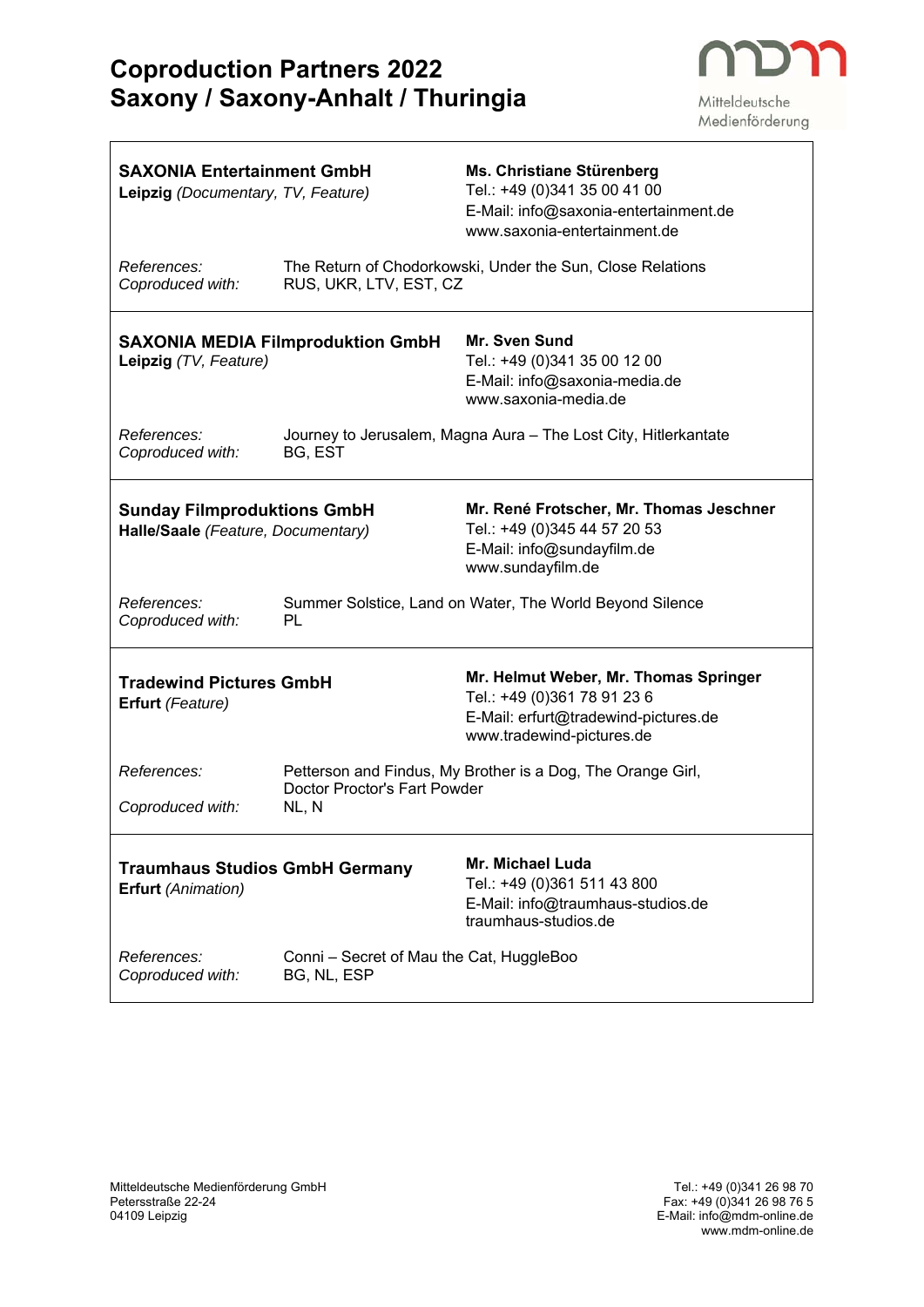# Coproduction Partners 2022
# Saxony / Saxony-Anhalt / Thuringia

Mitteldeutsche Medienförderung

| | | |
|---|---|---|
| **SAXONIA Entertainment GmbH**<br>**Leipzig** *(Documentary, TV, Feature)* | | **Ms. Christiane Stürenberg**<br>Tel.: +49 (0)341 35 00 41 00<br>E-Mail: info@saxonia-entertainment.de<br>www.saxonia-entertainment.de |
| *References:* | The Return of Chodorkowski, Under the Sun, Close Relations | |
| *Coproduced with:* | RUS, UKR, LTV, EST, CZ | |
| **SAXONIA MEDIA Filmproduktion GmbH**<br>**Leipzig** *(TV, Feature)* | | **Mr. Sven Sund**<br>Tel.: +49 (0)341 35 00 12 00<br>E-Mail: info@saxonia-media.de<br>www.saxonia-media.de |
| *References:* | Journey to Jerusalem, Magna Aura – The Lost City, Hitlerkantate | |
| *Coproduced with:* | BG, EST | |
| **Sunday Filmproduktions GmbH**<br>**Halle/Saale** *(Feature, Documentary)* | | **Mr. René Frotscher, Mr. Thomas Jeschner**<br>Tel.: +49 (0)345 44 57 20 53<br>E-Mail: info@sundayfilm.de<br>www.sundayfilm.de |
| *References:* | Summer Solstice, Land on Water, The World Beyond Silence | |
| *Coproduced with:* | PL | |
| **Tradewind Pictures GmbH**<br>**Erfurt** *(Feature)* | | **Mr. Helmut Weber, Mr. Thomas Springer**<br>Tel.: +49 (0)361 78 91 23 6<br>E-Mail: erfurt@tradewind-pictures.de<br>www.tradewind-pictures.de |
| *References:* | Petterson and Findus, My Brother is a Dog, The Orange Girl, Doctor Proctor's Fart Powder | |
| *Coproduced with:* | NL, N | |
| **Traumhaus Studios GmbH Germany**<br>**Erfurt** *(Animation)* | | **Mr. Michael Luda**<br>Tel.: +49 (0)361 511 43 800<br>E-Mail: info@traumhaus-studios.de<br>traumhaus-studios.de |
| *References:* | Conni – Secret of Mau the Cat, HuggleBoo | |
| *Coproduced with:* | BG, NL, ESP | |

Mitteldeutsche Medienförderung GmbH
Petersstraße 22-24
04109 Leipzig

Tel.: +49 (0)341 26 98 70
Fax: +49 (0)341 26 98 76 5
E-Mail: info@mdm-online.de
www.mdm-online.de